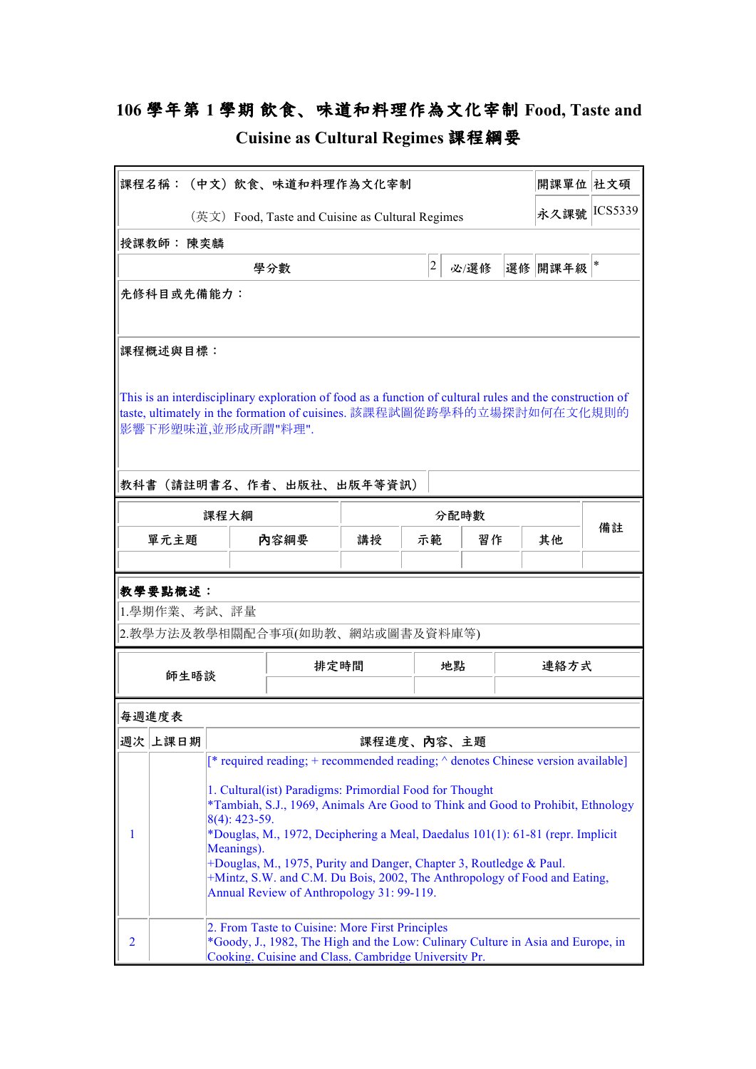# 106 學年第 1 學期 飲食、味道和料理作為文化宰制 Food, Taste and Cuisine as Cultural Regimes 課程綱要

| 課程名稱：（中文）飲食、味道和料理作為文化宰制 | | | | 開課單位 | 社文碩 |
|---|---|---|---|---|---|
| （英文）Food, Taste and Cuisine as Cultural Regimes | | | | 永久課號 | ICS5339 |
| 授課教師： 陳奕麟 | | | | | |
| 學分數 | 2 | 必/選修 | 選修 | 開課年級 | * |

先修科目或先備能力：

課程概述與目標：

This is an interdisciplinary exploration of food as a function of cultural rules and the construction of taste, ultimately in the formation of cuisines. 該課程試圖從跨學科的立場探討如何在文化規則的影響下形塑味道,並形成所謂"料理".

教科書（請註明書名、作者、出版社、出版年等資訊）

| 課程大綱 | | 分配時數 | | | | 備註 |
|---|---|---|---|---|---|---|
| 單元主題 | 內容綱要 | 講授 | 示範 | 習作 | 其他 | |
| | | | | | | |

教學要點概述：

1.學期作業、考試、評量

2.教學方法及教學相關配合事項(如助教、網站或圖書及資料庫等)

| 師生晤談 | 排定時間 | 地點 | 連絡方式 |
|---|---|---|---|
| | | | |

每週進度表

| 週次 | 上課日期 | 課程進度、內容、主題 |
|---|---|---|
| 1 | | [* required reading; + recommended reading; ^ denotes Chinese version available]<br><br>1. Cultural(ist) Paradigms: Primordial Food for Thought<br>*Tambiah, S.J., 1969, Animals Are Good to Think and Good to Prohibit, Ethnology 8(4): 423-59.<br>*Douglas, M., 1972, Deciphering a Meal, Daedalus 101(1): 61-81 (repr. Implicit Meanings).<br>+Douglas, M., 1975, Purity and Danger, Chapter 3, Routledge & Paul.<br>+Mintz, S.W. and C.M. Du Bois, 2002, The Anthropology of Food and Eating, Annual Review of Anthropology 31: 99-119. |
| 2 | | 2. From Taste to Cuisine: More First Principles<br>*Goody, J., 1982, The High and the Low: Culinary Culture in Asia and Europe, in Cooking, Cuisine and Class, Cambridge University Pr. |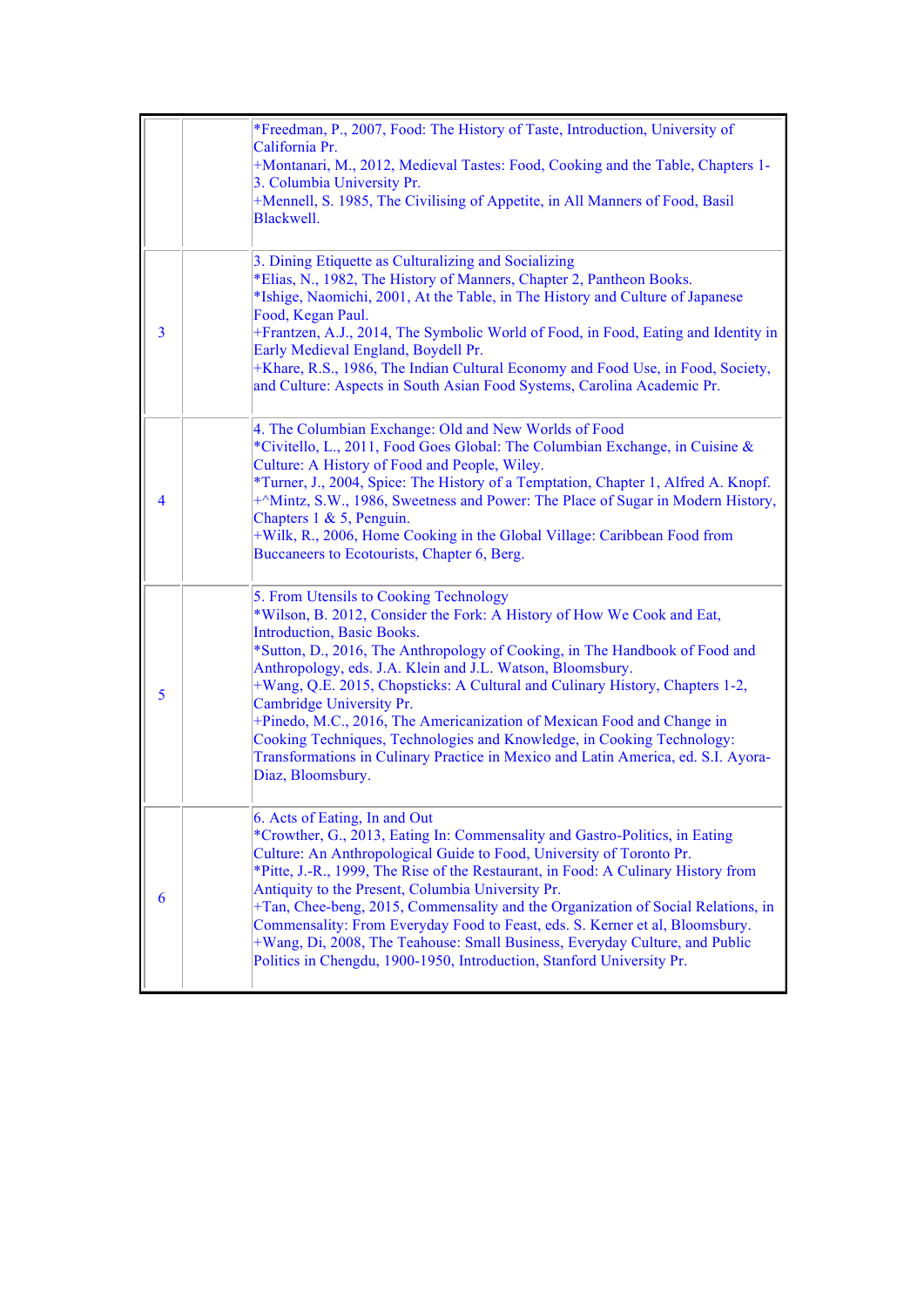|  |  |  |
|---|---|---|
|  |  | *Freedman, P., 2007, Food: The History of Taste, Introduction, University of California Pr.<br>+Montanari, M., 2012, Medieval Tastes: Food, Cooking and the Table, Chapters 1-3. Columbia University Pr.<br>+Mennell, S. 1985, The Civilising of Appetite, in All Manners of Food, Basil Blackwell. |
| 3 |  | 3. Dining Etiquette as Culturalizing and Socializing<br>*Elias, N., 1982, The History of Manners, Chapter 2, Pantheon Books.<br>*Ishige, Naomichi, 2001, At the Table, in The History and Culture of Japanese Food, Kegan Paul.<br>+Frantzen, A.J., 2014, The Symbolic World of Food, in Food, Eating and Identity in Early Medieval England, Boydell Pr.<br>+Khare, R.S., 1986, The Indian Cultural Economy and Food Use, in Food, Society, and Culture: Aspects in South Asian Food Systems, Carolina Academic Pr. |
| 4 |  | 4. The Columbian Exchange: Old and New Worlds of Food<br>*Civitello, L., 2011, Food Goes Global: The Columbian Exchange, in Cuisine & Culture: A History of Food and People, Wiley.<br>*Turner, J., 2004, Spice: The History of a Temptation, Chapter 1, Alfred A. Knopf.<br>+^Mintz, S.W., 1986, Sweetness and Power: The Place of Sugar in Modern History, Chapters 1 & 5, Penguin.<br>+Wilk, R., 2006, Home Cooking in the Global Village: Caribbean Food from Buccaneers to Ecotourists, Chapter 6, Berg. |
| 5 |  | 5. From Utensils to Cooking Technology<br>*Wilson, B. 2012, Consider the Fork: A History of How We Cook and Eat, Introduction, Basic Books.<br>*Sutton, D., 2016, The Anthropology of Cooking, in The Handbook of Food and Anthropology, eds. J.A. Klein and J.L. Watson, Bloomsbury.<br>+Wang, Q.E. 2015, Chopsticks: A Cultural and Culinary History, Chapters 1-2, Cambridge University Pr.<br>+Pinedo, M.C., 2016, The Americanization of Mexican Food and Change in Cooking Techniques, Technologies and Knowledge, in Cooking Technology: Transformations in Culinary Practice in Mexico and Latin America, ed. S.I. Ayora-Diaz, Bloomsbury. |
| 6 |  | 6. Acts of Eating, In and Out<br>*Crowther, G., 2013, Eating In: Commensality and Gastro-Politics, in Eating Culture: An Anthropological Guide to Food, University of Toronto Pr.<br>*Pitte, J.-R., 1999, The Rise of the Restaurant, in Food: A Culinary History from Antiquity to the Present, Columbia University Pr.<br>+Tan, Chee-beng, 2015, Commensality and the Organization of Social Relations, in Commensality: From Everyday Food to Feast, eds. S. Kerner et al, Bloomsbury.<br>+Wang, Di, 2008, The Teahouse: Small Business, Everyday Culture, and Public Politics in Chengdu, 1900-1950, Introduction, Stanford University Pr. |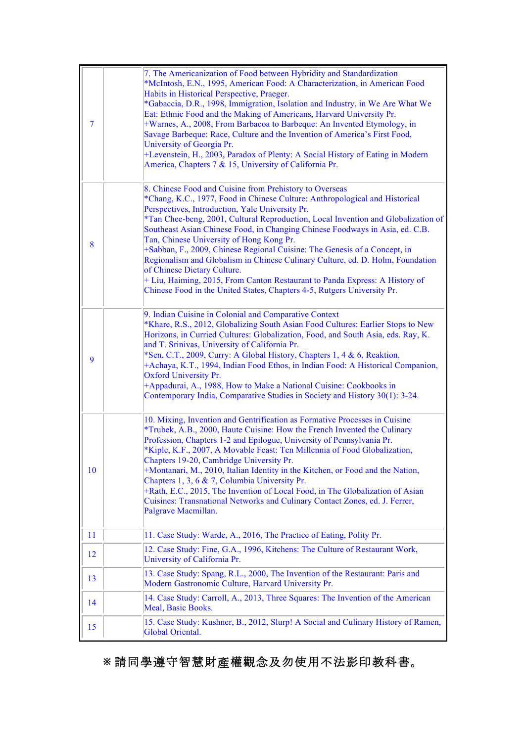| | | |
|---|---|---|
| 7 | | 7. The Americanization of Food between Hybridity and Standardization<br>*McIntosh, E.N., 1995, American Food: A Characterization, in American Food Habits in Historical Perspective, Praeger.<br>*Gabaccia, D.R., 1998, Immigration, Isolation and Industry, in We Are What We Eat: Ethnic Food and the Making of Americans, Harvard University Pr.<br>+Warnes, A., 2008, From Barbacoa to Barbeque: An Invented Etymology, in Savage Barbeque: Race, Culture and the Invention of America's First Food, University of Georgia Pr.<br>+Levenstein, H., 2003, Paradox of Plenty: A Social History of Eating in Modern America, Chapters 7 & 15, University of California Pr. |
| 8 | | 8. Chinese Food and Cuisine from Prehistory to Overseas<br>*Chang, K.C., 1977, Food in Chinese Culture: Anthropological and Historical Perspectives, Introduction, Yale University Pr.<br>*Tan Chee-beng, 2001, Cultural Reproduction, Local Invention and Globalization of Southeast Asian Chinese Food, in Changing Chinese Foodways in Asia, ed. C.B. Tan, Chinese University of Hong Kong Pr.<br>+Sabban, F., 2009, Chinese Regional Cuisine: The Genesis of a Concept, in Regionalism and Globalism in Chinese Culinary Culture, ed. D. Holm, Foundation of Chinese Dietary Culture.<br>+ Liu, Haiming, 2015, From Canton Restaurant to Panda Express: A History of Chinese Food in the United States, Chapters 4-5, Rutgers University Pr. |
| 9 | | 9. Indian Cuisine in Colonial and Comparative Context<br>*Khare, R.S., 2012, Globalizing South Asian Food Cultures: Earlier Stops to New Horizons, in Curried Cultures: Globalization, Food, and South Asia, eds. Ray, K. and T. Srinivas, University of California Pr.<br>*Sen, C.T., 2009, Curry: A Global History, Chapters 1, 4 & 6, Reaktion.<br>+Achaya, K.T., 1994, Indian Food Ethos, in Indian Food: A Historical Companion, Oxford University Pr.<br>+Appadurai, A., 1988, How to Make a National Cuisine: Cookbooks in Contemporary India, Comparative Studies in Society and History 30(1): 3-24. |
| 10 | | 10. Mixing, Invention and Gentrification as Formative Processes in Cuisine<br>*Trubek, A.B., 2000, Haute Cuisine: How the French Invented the Culinary Profession, Chapters 1-2 and Epilogue, University of Pennsylvania Pr.<br>*Kiple, K.F., 2007, A Movable Feast: Ten Millennia of Food Globalization, Chapters 19-20, Cambridge University Pr.<br>+Montanari, M., 2010, Italian Identity in the Kitchen, or Food and the Nation, Chapters 1, 3, 6 & 7, Columbia University Pr.<br>+Rath, E.C., 2015, The Invention of Local Food, in The Globalization of Asian Cuisines: Transnational Networks and Culinary Contact Zones, ed. J. Ferrer, Palgrave Macmillan. |
| 11 | | 11. Case Study: Warde, A., 2016, The Practice of Eating, Polity Pr. |
| 12 | | 12. Case Study: Fine, G.A., 1996, Kitchens: The Culture of Restaurant Work, University of California Pr. |
| 13 | | 13. Case Study: Spang, R.L., 2000, The Invention of the Restaurant: Paris and Modern Gastronomic Culture, Harvard University Pr. |
| 14 | | 14. Case Study: Carroll, A., 2013, Three Squares: The Invention of the American Meal, Basic Books. |
| 15 | | 15. Case Study: Kushner, B., 2012, Slurp! A Social and Culinary History of Ramen, Global Oriental. |

※請同學遵守智慧財產權觀念及勿使用不法影印教科書。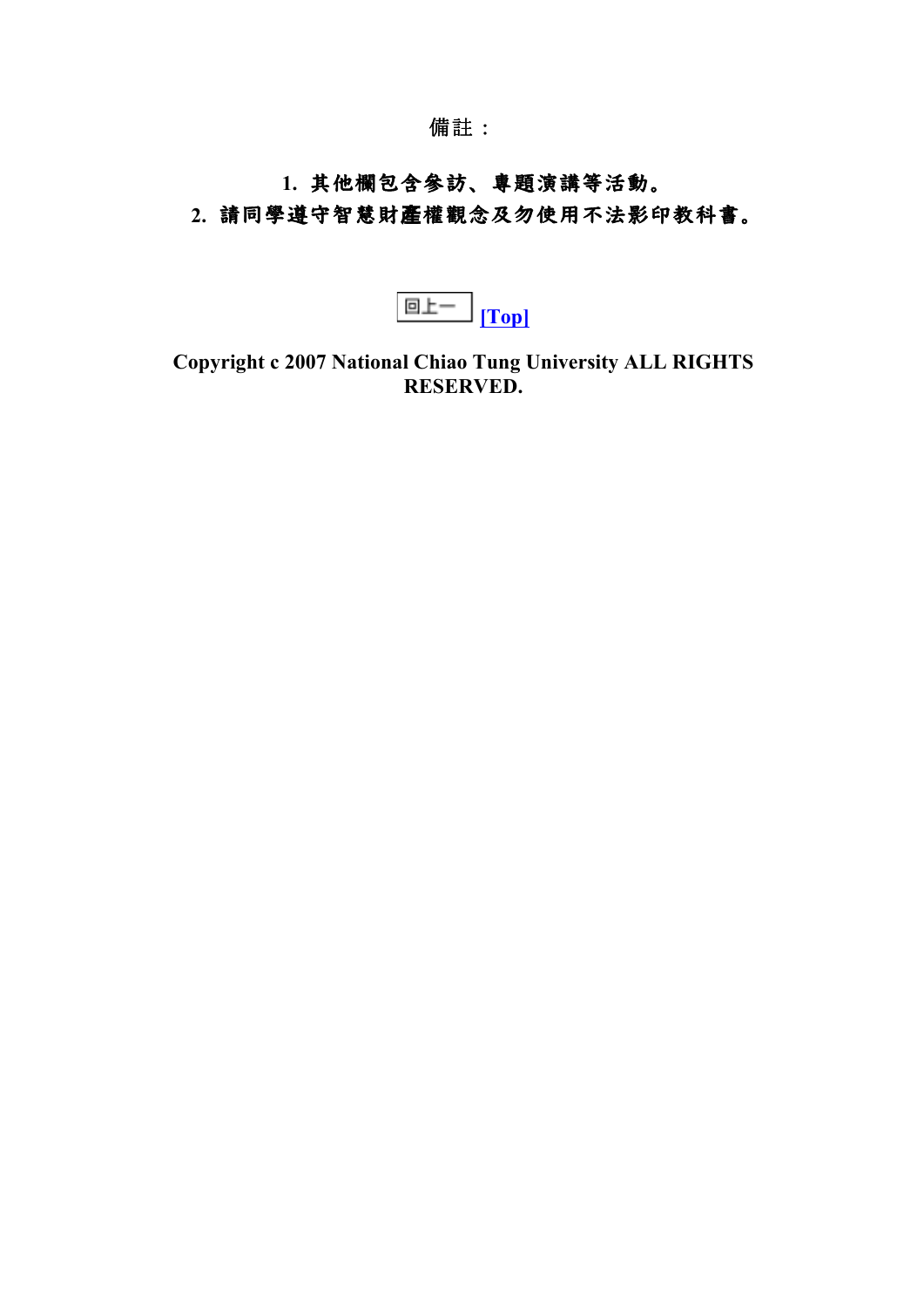備註：

**1. 其他欄包含參訪、專題演講等活動。**
**2. 請同學遵守智慧財產權觀念及勿使用不法影印教科書。**

回上一 [Top]

**Copyright c 2007 National Chiao Tung University ALL RIGHTS RESERVED.**